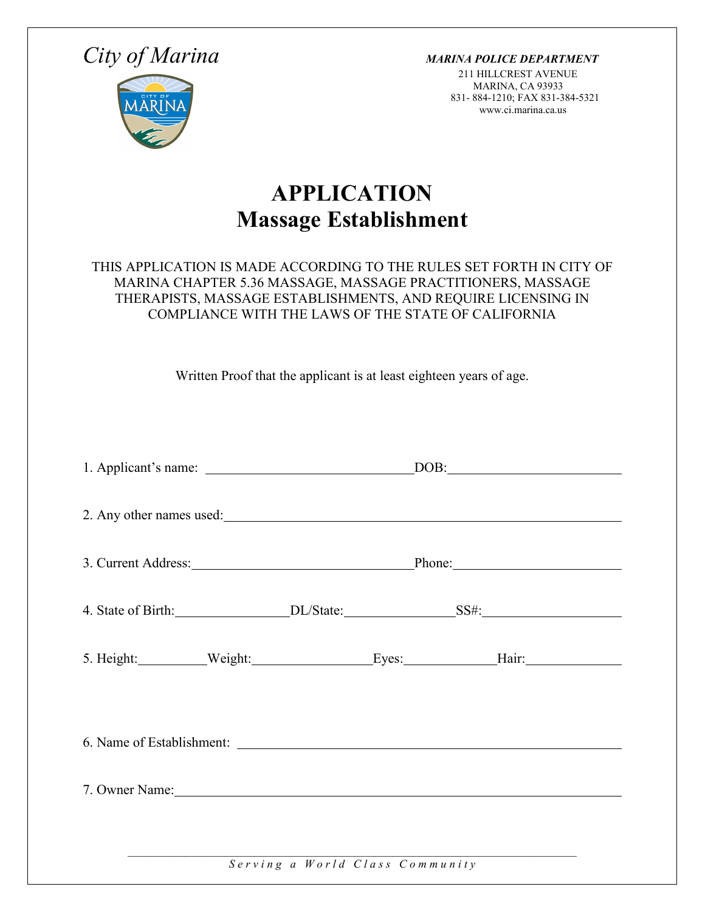*City of Marina*

***MARINA POLICE DEPARTMENT***
211 HILLCREST AVENUE
MARINA, CA 93933
831- 884-1210; FAX 831-384-5321
www.ci.marina.ca.us

# APPLICATION
## Massage Establishment

THIS APPLICATION IS MADE ACCORDING TO THE RULES SET FORTH IN CITY OF MARINA CHAPTER 5.36 MASSAGE, MASSAGE PRACTITIONERS, MASSAGE THERAPISTS, MASSAGE ESTABLISHMENTS, AND REQUIRE LICENSING IN COMPLIANCE WITH THE LAWS OF THE STATE OF CALIFORNIA

Written Proof that the applicant is at least eighteen years of age.

1. Applicant's name: ______________________________ DOB: ________________________

2. Any other names used: ________________________________________________________

3. Current Address: ________________________________ Phone: _____________________

4. State of Birth: ________________ DL/State: ________________ SS#: ________________

5. Height: __________ Weight: ________________ Eyes: _____________ Hair: _____________

6. Name of Establishment: ________________________________________________________

7. Owner Name: _____________________________________________________________

*Serving a World Class Community*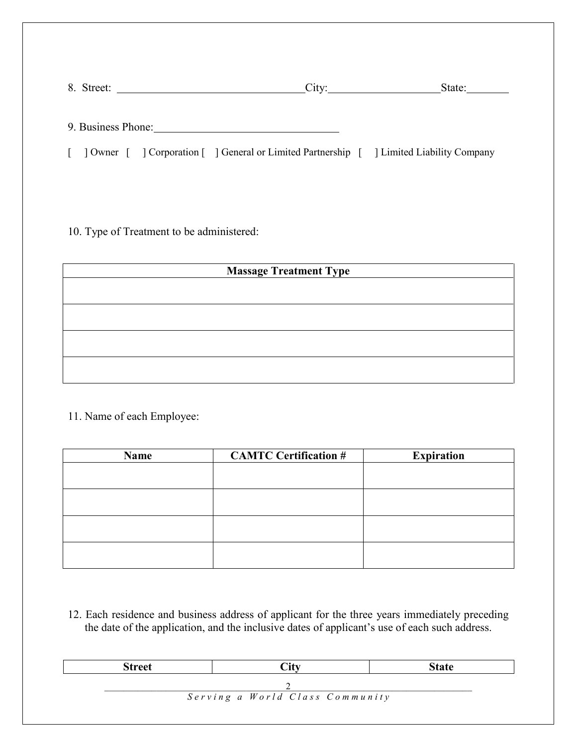8. Street: ______________________________City:___________________State:_______

9. Business Phone:_______________________________

[ ] Owner [ ] Corporation [ ] General or Limited Partnership [ ] Limited Liability Company

10. Type of Treatment to be administered:

| Massage Treatment Type |
|---|
| |
| |
| |
| |

11. Name of each Employee:

| Name | CAMTC Certification # | Expiration |
|---|---|---|
| | | |
| | | |
| | | |
| | | |

12. Each residence and business address of applicant for the three years immediately preceding the date of the application, and the inclusive dates of applicant's use of each such address.

| Street | City | State |
|---|---|---|

*Serving a World Class Community*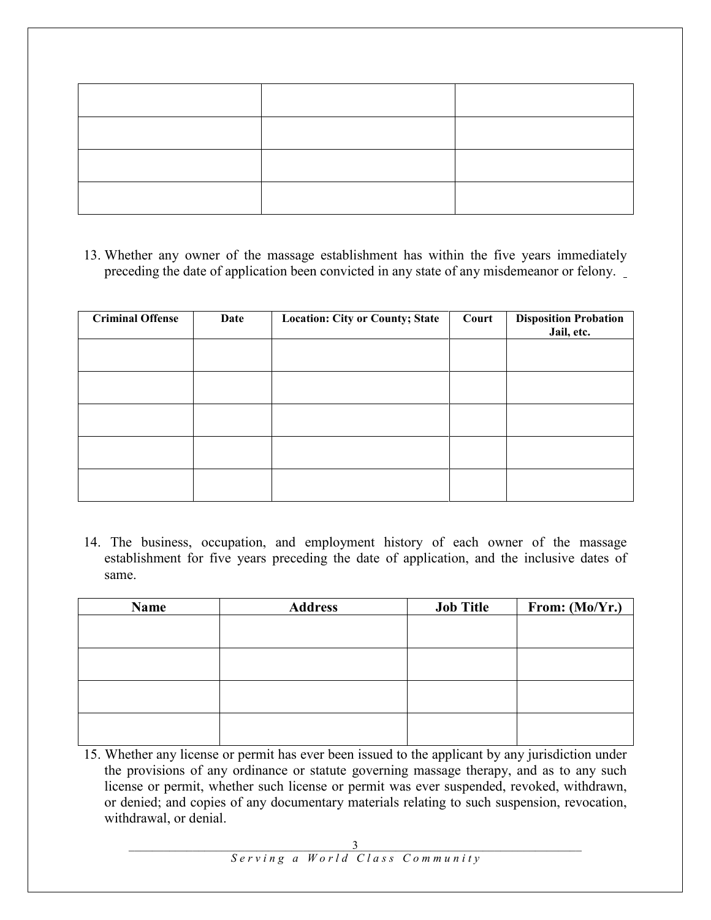| | | |
|---|---|---|
| | | |
| | | |
| | | |
| | | |

13. Whether any owner of the massage establishment has within the five years immediately preceding the date of application been convicted in any state of any misdemeanor or felony. ____

| Criminal Offense | Date | Location: City or County; State | Court | Disposition Probation Jail, etc. |
|---|---|---|---|---|
| | | | | |
| | | | | |
| | | | | |
| | | | | |
| | | | | |

14. The business, occupation, and employment history of each owner of the massage establishment for five years preceding the date of application, and the inclusive dates of same.

| Name | Address | Job Title | From: (Mo/Yr.) |
|---|---|---|---|
| | | | |
| | | | |
| | | | |
| | | | |

15. Whether any license or permit has ever been issued to the applicant by any jurisdiction under the provisions of any ordinance or statute governing massage therapy, and as to any such license or permit, whether such license or permit was ever suspended, revoked, withdrawn, or denied; and copies of any documentary materials relating to such suspension, revocation, withdrawal, or denial.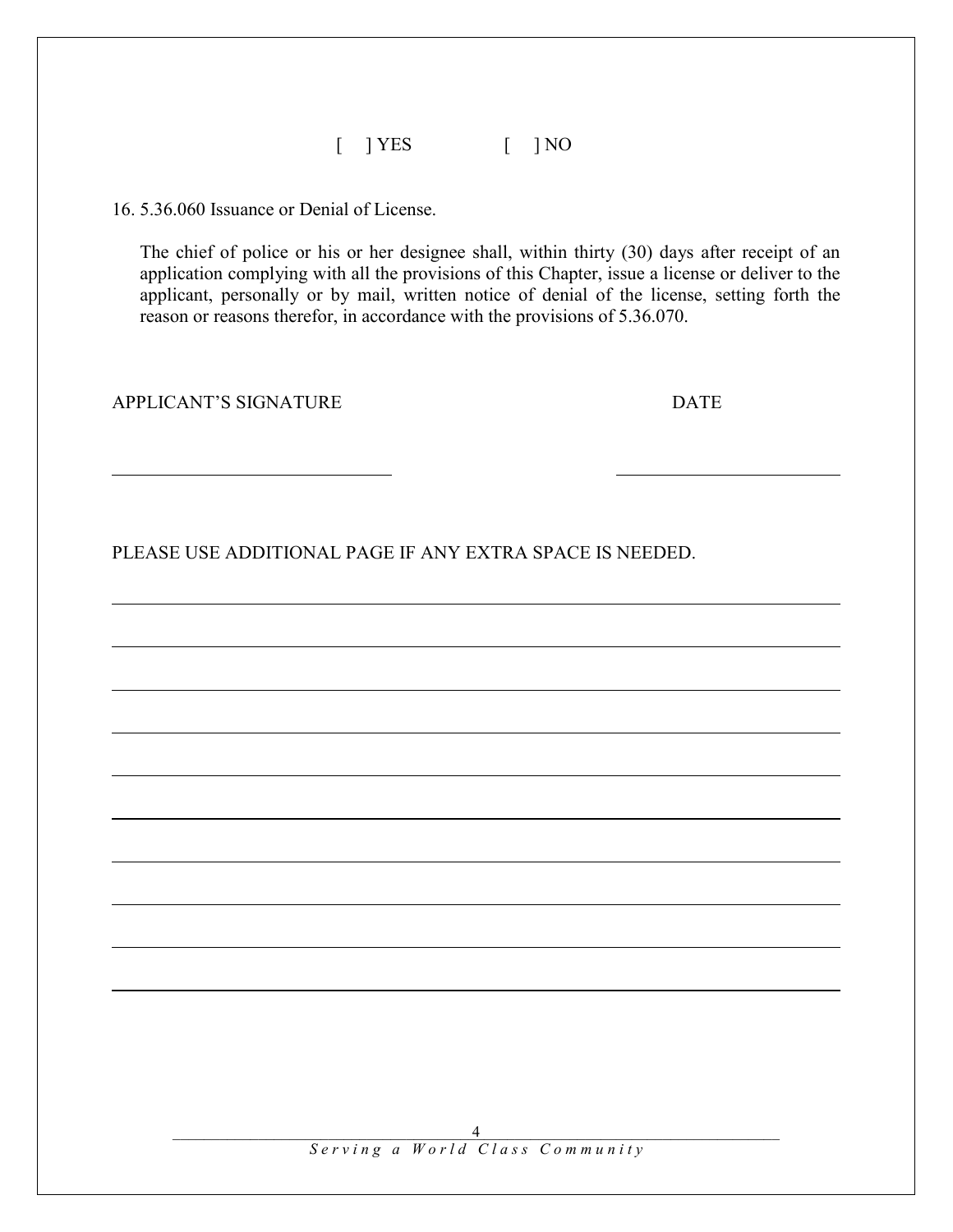[ ] YES [ ] NO

16. 5.36.060 Issuance or Denial of License.

The chief of police or his or her designee shall, within thirty (30) days after receipt of an application complying with all the provisions of this Chapter, issue a license or deliver to the applicant, personally or by mail, written notice of denial of the license, setting forth the reason or reasons therefor, in accordance with the provisions of 5.36.070.

APPLICANT'S SIGNATURE DATE

_______________________________ _______________________

PLEASE USE ADDITIONAL PAGE IF ANY EXTRA SPACE IS NEEDED.

_______________________________________________________________________________

_______________________________________________________________________________

_______________________________________________________________________________

_______________________________________________________________________________

_______________________________________________________________________________

_______________________________________________________________________________

_______________________________________________________________________________

_______________________________________________________________________________

_______________________________________________________________________________

_______________________________________________________________________________

*Serving a World Class Community*